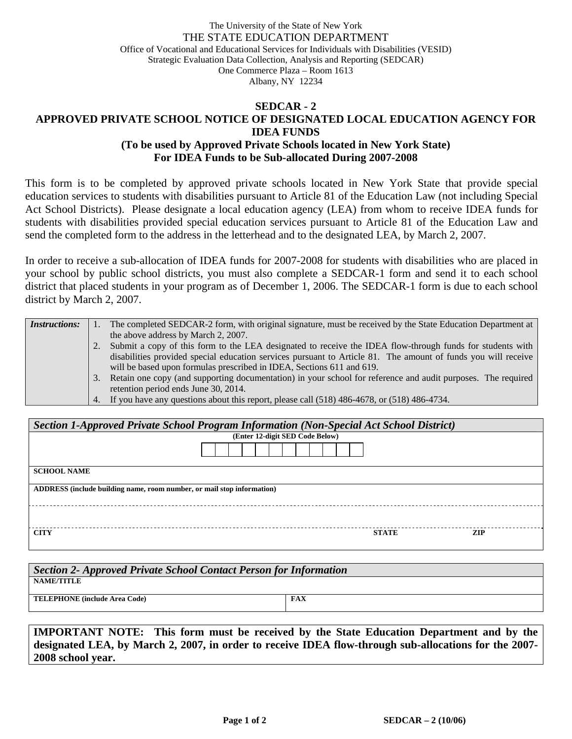The University of the State of New York
THE STATE EDUCATION DEPARTMENT
Office of Vocational and Educational Services for Individuals with Disabilities (VESID)
Strategic Evaluation Data Collection, Analysis and Reporting (SEDCAR)
One Commerce Plaza – Room 1613
Albany, NY 12234

# SEDCAR - 2
# APPROVED PRIVATE SCHOOL NOTICE OF DESIGNATED LOCAL EDUCATION AGENCY FOR IDEA FUNDS
## (To be used by Approved Private Schools located in New York State)
## For IDEA Funds to be Sub-allocated During 2007-2008

This form is to be completed by approved private schools located in New York State that provide special education services to students with disabilities pursuant to Article 81 of the Education Law (not including Special Act School Districts). Please designate a local education agency (LEA) from whom to receive IDEA funds for students with disabilities provided special education services pursuant to Article 81 of the Education Law and send the completed form to the address in the letterhead and to the designated LEA, by March 2, 2007.

In order to receive a sub-allocation of IDEA funds for 2007-2008 for students with disabilities who are placed in your school by public school districts, you must also complete a SEDCAR-1 form and send it to each school district that placed students in your program as of December 1, 2006. The SEDCAR-1 form is due to each school district by March 2, 2007.

| *Instructions:* | 1. The completed SEDCAR-2 form, with original signature, must be received by the State Education Department at the above address by March 2, 2007.<br>2. Submit a copy of this form to the LEA designated to receive the IDEA flow-through funds for students with disabilities provided special education services pursuant to Article 81. The amount of funds you will receive will be based upon formulas prescribed in IDEA, Sections 611 and 619.<br>3. Retain one copy (and supporting documentation) in your school for reference and audit purposes. The required retention period ends June 30, 2014.<br>4. If you have any questions about this report, please call (518) 486-4678, or (518) 486-4734. |
|---|---|

| *Section 1-Approved Private School Program Information (Non-Special Act School District)* | | |
|---|---|---|
| **(Enter 12-digit SED Code Below)** | | |
| **SCHOOL NAME** | | |
| **ADDRESS (include building name, room number, or mail stop information)** | | |
| | | |
| **CITY** | **STATE** | **ZIP** |

| *Section 2- Approved Private School Contact Person for Information* | |
|---|---|
| **NAME/TITLE** | |
| **TELEPHONE (include Area Code)** | **FAX** |

**IMPORTANT NOTE: This form must be received by the State Education Department and by the designated LEA, by March 2, 2007, in order to receive IDEA flow-through sub-allocations for the 2007-2008 school year.**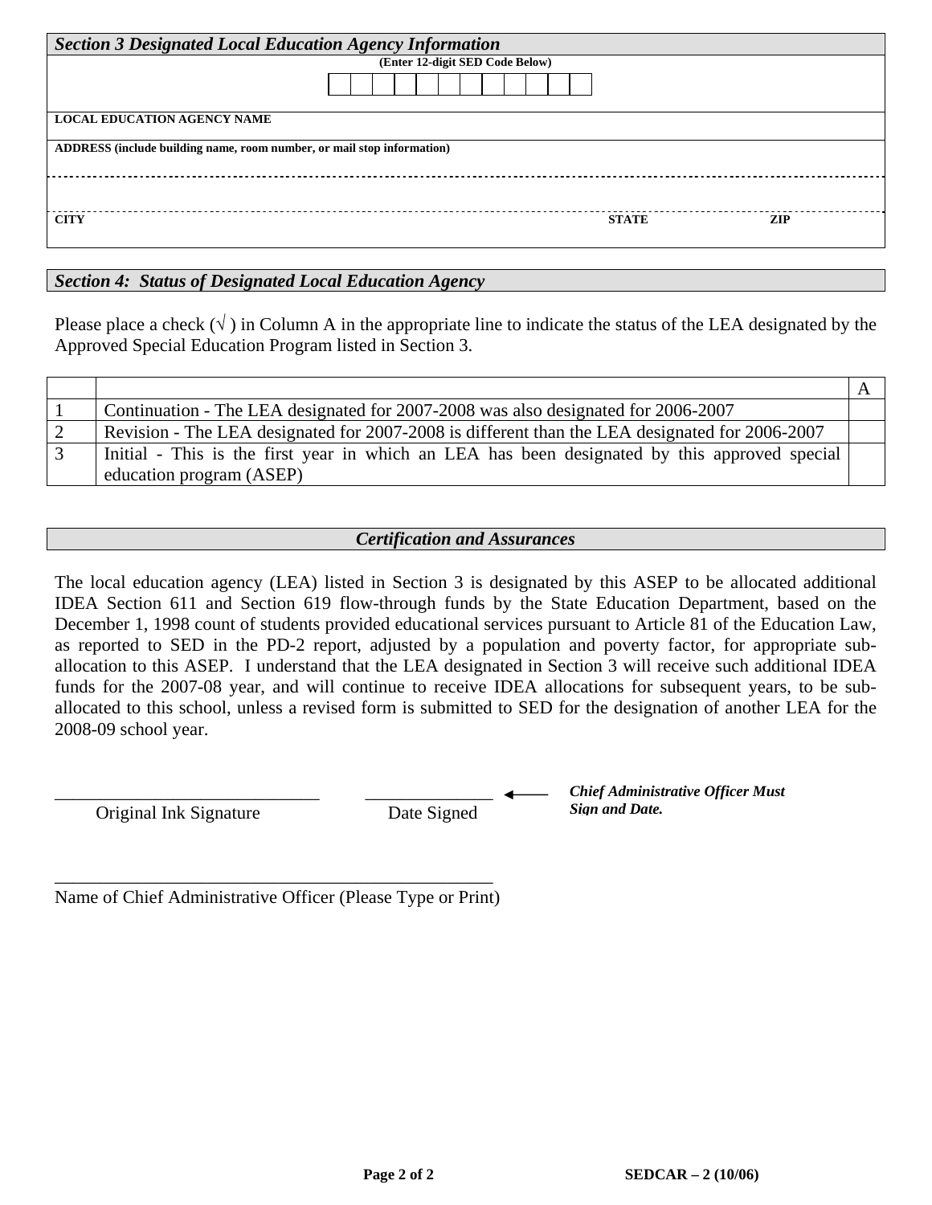## *Section 3 Designated Local Education Agency Information*

**(Enter 12-digit SED Code Below)**

| | | | | | | | | | | | |
|---|---|---|---|---|---|---|---|---|---|---|---|
| | | | | | | | | | | | |

**LOCAL EDUCATION AGENCY NAME**

**ADDRESS (include building name, room number, or mail stop information)**

**CITY** **STATE** **ZIP**

## *Section 4: Status of Designated Local Education Agency*

Please place a check (√ ) in Column A in the appropriate line to indicate the status of the LEA designated by the Approved Special Education Program listed in Section 3.

| | | A |
|---|---|---|
| 1 | Continuation - The LEA designated for 2007-2008 was also designated for 2006-2007 | |
| 2 | Revision - The LEA designated for 2007-2008 is different than the LEA designated for 2006-2007 | |
| 3 | Initial - This is the first year in which an LEA has been designated by this approved special education program (ASEP) | |

## *Certification and Assurances*

The local education agency (LEA) listed in Section 3 is designated by this ASEP to be allocated additional IDEA Section 611 and Section 619 flow-through funds by the State Education Department, based on the December 1, 1998 count of students provided educational services pursuant to Article 81 of the Education Law, as reported to SED in the PD-2 report, adjusted by a population and poverty factor, for appropriate sub-allocation to this ASEP. I understand that the LEA designated in Section 3 will receive such additional IDEA funds for the 2007-08 year, and will continue to receive IDEA allocations for subsequent years, to be sub-allocated to this school, unless a revised form is submitted to SED for the designation of another LEA for the 2008-09 school year.

______________________________ ______________ ←— ***Chief Administrative Officer Must Sign and Date.***

Original Ink Signature Date Signed

__________________________________________________

Name of Chief Administrative Officer (Please Type or Print)

**SEDCAR – 2 (10/06)**